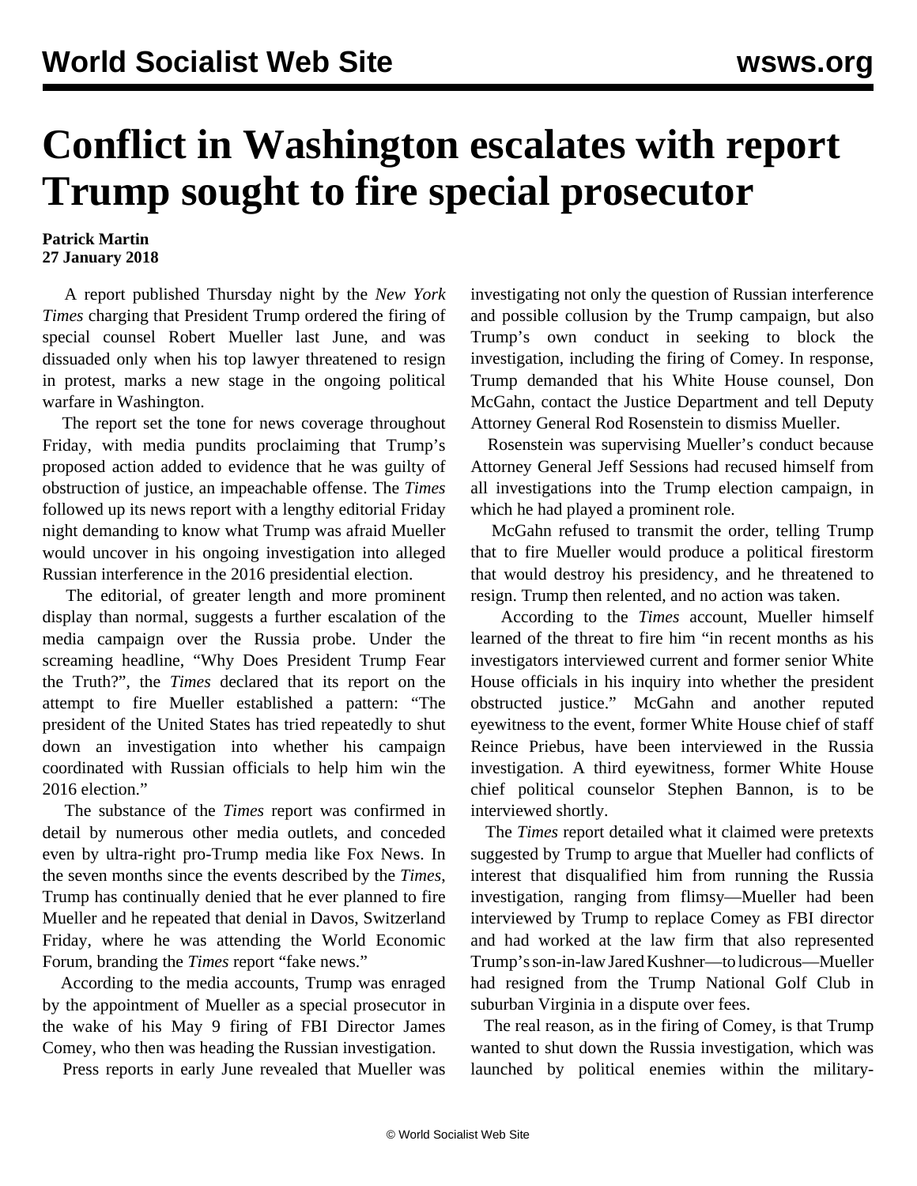# Conflict in Washington escalates with report Trump sought to fire special prosecutor

**Patrick Martin**
**27 January 2018**

A report published Thursday night by the *New York Times* charging that President Trump ordered the firing of special counsel Robert Mueller last June, and was dissuaded only when his top lawyer threatened to resign in protest, marks a new stage in the ongoing political warfare in Washington.

The report set the tone for news coverage throughout Friday, with media pundits proclaiming that Trump's proposed action added to evidence that he was guilty of obstruction of justice, an impeachable offense. The *Times* followed up its news report with a lengthy editorial Friday night demanding to know what Trump was afraid Mueller would uncover in his ongoing investigation into alleged Russian interference in the 2016 presidential election.

The editorial, of greater length and more prominent display than normal, suggests a further escalation of the media campaign over the Russia probe. Under the screaming headline, "Why Does President Trump Fear the Truth?", the *Times* declared that its report on the attempt to fire Mueller established a pattern: "The president of the United States has tried repeatedly to shut down an investigation into whether his campaign coordinated with Russian officials to help him win the 2016 election."

The substance of the *Times* report was confirmed in detail by numerous other media outlets, and conceded even by ultra-right pro-Trump media like Fox News. In the seven months since the events described by the *Times*, Trump has continually denied that he ever planned to fire Mueller and he repeated that denial in Davos, Switzerland Friday, where he was attending the World Economic Forum, branding the *Times* report "fake news."

According to the media accounts, Trump was enraged by the appointment of Mueller as a special prosecutor in the wake of his May 9 firing of FBI Director James Comey, who then was heading the Russian investigation.

Press reports in early June revealed that Mueller was investigating not only the question of Russian interference and possible collusion by the Trump campaign, but also Trump's own conduct in seeking to block the investigation, including the firing of Comey. In response, Trump demanded that his White House counsel, Don McGahn, contact the Justice Department and tell Deputy Attorney General Rod Rosenstein to dismiss Mueller.

Rosenstein was supervising Mueller's conduct because Attorney General Jeff Sessions had recused himself from all investigations into the Trump election campaign, in which he had played a prominent role.

McGahn refused to transmit the order, telling Trump that to fire Mueller would produce a political firestorm that would destroy his presidency, and he threatened to resign. Trump then relented, and no action was taken.

According to the *Times* account, Mueller himself learned of the threat to fire him "in recent months as his investigators interviewed current and former senior White House officials in his inquiry into whether the president obstructed justice." McGahn and another reputed eyewitness to the event, former White House chief of staff Reince Priebus, have been interviewed in the Russia investigation. A third eyewitness, former White House chief political counselor Stephen Bannon, is to be interviewed shortly.

The *Times* report detailed what it claimed were pretexts suggested by Trump to argue that Mueller had conflicts of interest that disqualified him from running the Russia investigation, ranging from flimsy—Mueller had been interviewed by Trump to replace Comey as FBI director and had worked at the law firm that also represented Trump's son-in-law Jared Kushner—to ludicrous—Mueller had resigned from the Trump National Golf Club in suburban Virginia in a dispute over fees.

The real reason, as in the firing of Comey, is that Trump wanted to shut down the Russia investigation, which was launched by political enemies within the military-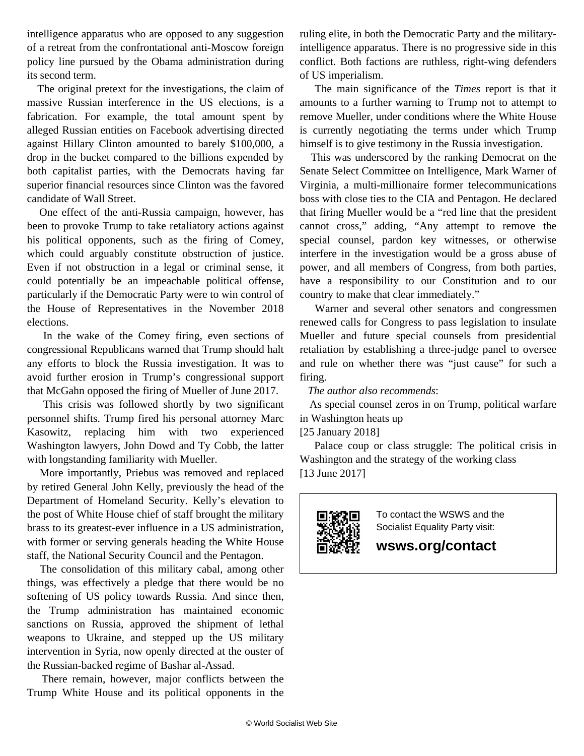intelligence apparatus who are opposed to any suggestion of a retreat from the confrontational anti-Moscow foreign policy line pursued by the Obama administration during its second term.

The original pretext for the investigations, the claim of massive Russian interference in the US elections, is a fabrication. For example, the total amount spent by alleged Russian entities on Facebook advertising directed against Hillary Clinton amounted to barely $100,000, a drop in the bucket compared to the billions expended by both capitalist parties, with the Democrats having far superior financial resources since Clinton was the favored candidate of Wall Street.

One effect of the anti-Russia campaign, however, has been to provoke Trump to take retaliatory actions against his political opponents, such as the firing of Comey, which could arguably constitute obstruction of justice. Even if not obstruction in a legal or criminal sense, it could potentially be an impeachable political offense, particularly if the Democratic Party were to win control of the House of Representatives in the November 2018 elections.

In the wake of the Comey firing, even sections of congressional Republicans warned that Trump should halt any efforts to block the Russia investigation. It was to avoid further erosion in Trump's congressional support that McGahn opposed the firing of Mueller of June 2017.

This crisis was followed shortly by two significant personnel shifts. Trump fired his personal attorney Marc Kasowitz, replacing him with two experienced Washington lawyers, John Dowd and Ty Cobb, the latter with longstanding familiarity with Mueller.

More importantly, Priebus was removed and replaced by retired General John Kelly, previously the head of the Department of Homeland Security. Kelly's elevation to the post of White House chief of staff brought the military brass to its greatest-ever influence in a US administration, with former or serving generals heading the White House staff, the National Security Council and the Pentagon.

The consolidation of this military cabal, among other things, was effectively a pledge that there would be no softening of US policy towards Russia. And since then, the Trump administration has maintained economic sanctions on Russia, approved the shipment of lethal weapons to Ukraine, and stepped up the US military intervention in Syria, now openly directed at the ouster of the Russian-backed regime of Bashar al-Assad.

There remain, however, major conflicts between the Trump White House and its political opponents in the ruling elite, in both the Democratic Party and the military-intelligence apparatus. There is no progressive side in this conflict. Both factions are ruthless, right-wing defenders of US imperialism.

The main significance of the *Times* report is that it amounts to a further warning to Trump not to attempt to remove Mueller, under conditions where the White House is currently negotiating the terms under which Trump himself is to give testimony in the Russia investigation.

This was underscored by the ranking Democrat on the Senate Select Committee on Intelligence, Mark Warner of Virginia, a multi-millionaire former telecommunications boss with close ties to the CIA and Pentagon. He declared that firing Mueller would be a "red line that the president cannot cross," adding, "Any attempt to remove the special counsel, pardon key witnesses, or otherwise interfere in the investigation would be a gross abuse of power, and all members of Congress, from both parties, have a responsibility to our Constitution and to our country to make that clear immediately."

Warner and several other senators and congressmen renewed calls for Congress to pass legislation to insulate Mueller and future special counsels from presidential retaliation by establishing a three-judge panel to oversee and rule on whether there was "just cause" for such a firing.

*The author also recommends*:

As special counsel zeros in on Trump, political warfare in Washington heats up
[25 January 2018]

Palace coup or class struggle: The political crisis in Washington and the strategy of the working class
[13 June 2017]

To contact the WSWS and the Socialist Equality Party visit:

**wsws.org/contact**